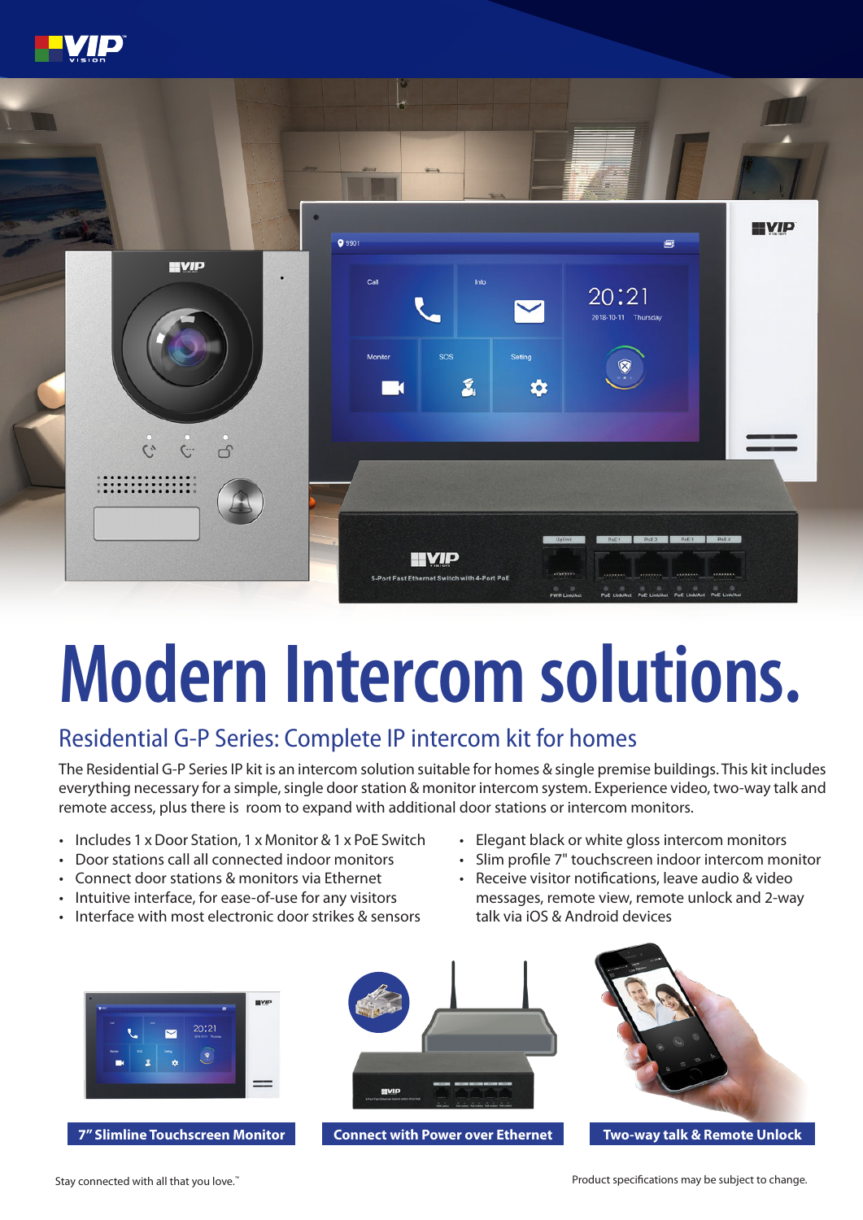# Modern Intercom solutions.

## Residential G-P Series: Complete IP intercom kit for homes

The Residential G-P Series IP kit is an intercom solution suitable for homes & single premise buildings. This kit includes everything necessary for a simple, single door station & monitor intercom system. Experience video, two-way talk and remote access, plus there is room to expand with additional door stations or intercom monitors.

- Includes 1 x Door Station, 1 x Monitor & 1 x PoE Switch
- Door stations call all connected indoor monitors
- Connect door stations & monitors via Ethernet
- Intuitive interface, for ease-of-use for any visitors
- Interface with most electronic door strikes & sensors
- Elegant black or white gloss intercom monitors
- Slim profile 7" touchscreen indoor intercom monitor
- Receive visitor notifications, leave audio & video messages, remote view, remote unlock and 2-way talk via iOS & Android devices

**7" Slimline Touchscreen Monitor**

**Connect with Power over Ethernet**

**Two-way talk & Remote Unlock**

Stay connected with all that you love.™

Product specifications may be subject to change.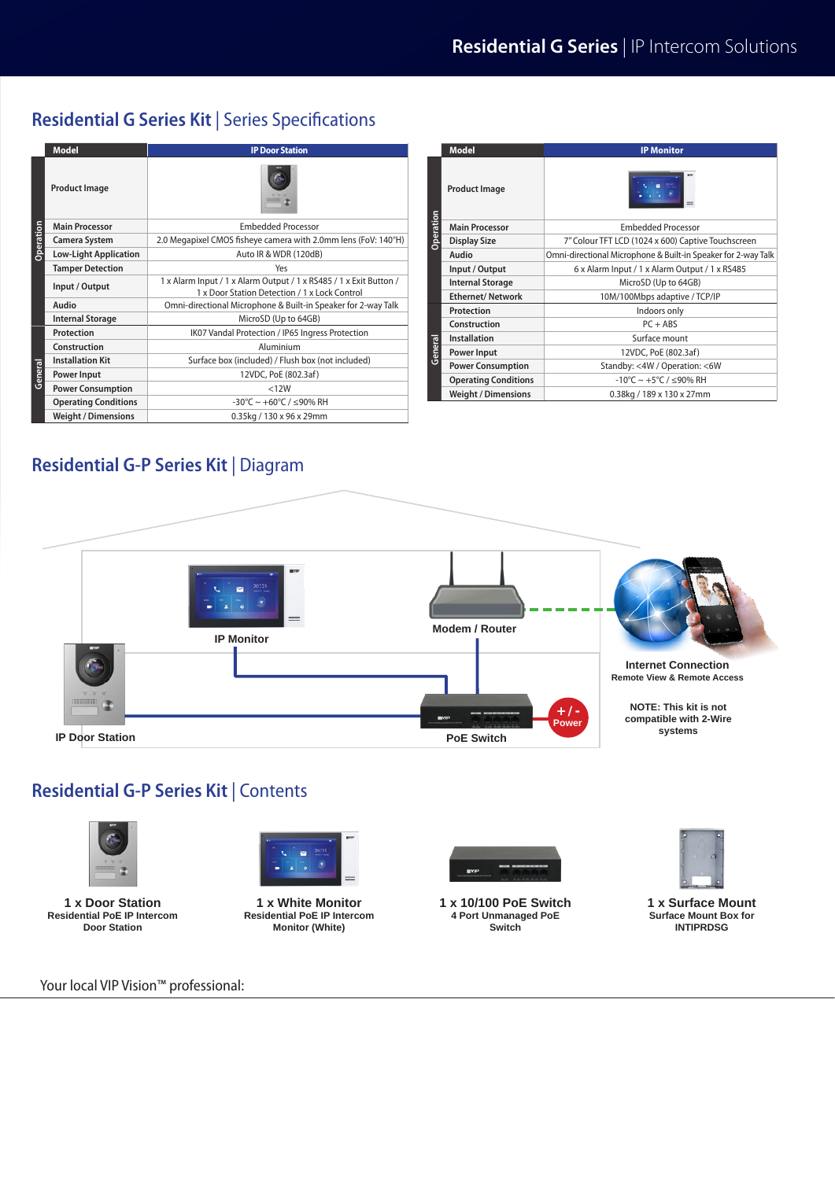## Residential G Series Kit | Series Specifications

| | Model | IP Door Station |
|---|---|---|
| Operation | Product Image | |
| | Main Processor | Embedded Processor |
| | Camera System | 2.0 Megapixel CMOS fisheye camera with 2.0mm lens (FoV: 140°H) |
| | Low-Light Application | Auto IR & WDR (120dB) |
| | Tamper Detection | Yes |
| | Input / Output | 1 x Alarm Input / 1 x Alarm Output / 1 x RS485 / 1 x Exit Button / 1 x Door Station Detection / 1 x Lock Control |
| | Audio | Omni-directional Microphone & Built-in Speaker for 2-way Talk |
| | Internal Storage | MicroSD (Up to 64GB) |
| General | Protection | IK07 Vandal Protection / IP65 Ingress Protection |
| | Construction | Aluminium |
| | Installation Kit | Surface box (included) / Flush box (not included) |
| | Power Input | 12VDC, PoE (802.3af) |
| | Power Consumption | <12W |
| | Operating Conditions | -30°C ~ +60°C / ≤90% RH |
| | Weight / Dimensions | 0.35kg / 130 x 96 x 29mm |

| | Model | IP Monitor |
|---|---|---|
| Operation | Product Image | |
| | Main Processor | Embedded Processor |
| | Display Size | 7" Colour TFT LCD (1024 x 600) Captive Touchscreen |
| | Audio | Omni-directional Microphone & Built-in Speaker for 2-way Talk |
| | Input / Output | 6 x Alarm Input / 1 x Alarm Output / 1 x RS485 |
| | Internal Storage | MicroSD (Up to 64GB) |
| | Ethernet/ Network | 10M/100Mbps adaptive / TCP/IP |
| General | Protection | Indoors only |
| | Construction | PC + ABS |
| | Installation | Surface mount |
| | Power Input | 12VDC, PoE (802.3af) |
| | Power Consumption | Standby: <4W / Operation: <6W |
| | Operating Conditions | -10°C ~ +5°C / ≤90% RH |
| | Weight / Dimensions | 0.38kg / 189 x 130 x 27mm |

## Residential G-P Series Kit | Diagram

IP Monitor

Modem / Router

Internet Connection
Remote View & Remote Access

IP Door Station

PoE Switch

+ / - Power

NOTE: This kit is not compatible with 2-Wire systems

## Residential G-P Series Kit | Contents

**1 x Door Station**
Residential PoE IP Intercom Door Station

**1 x White Monitor**
Residential PoE IP Intercom Monitor (White)

**1 x 10/100 PoE Switch**
4 Port Unmanaged PoE Switch

**1 x Surface Mount**
Surface Mount Box for INTIPRDSG

Your local VIP Vision™ professional: